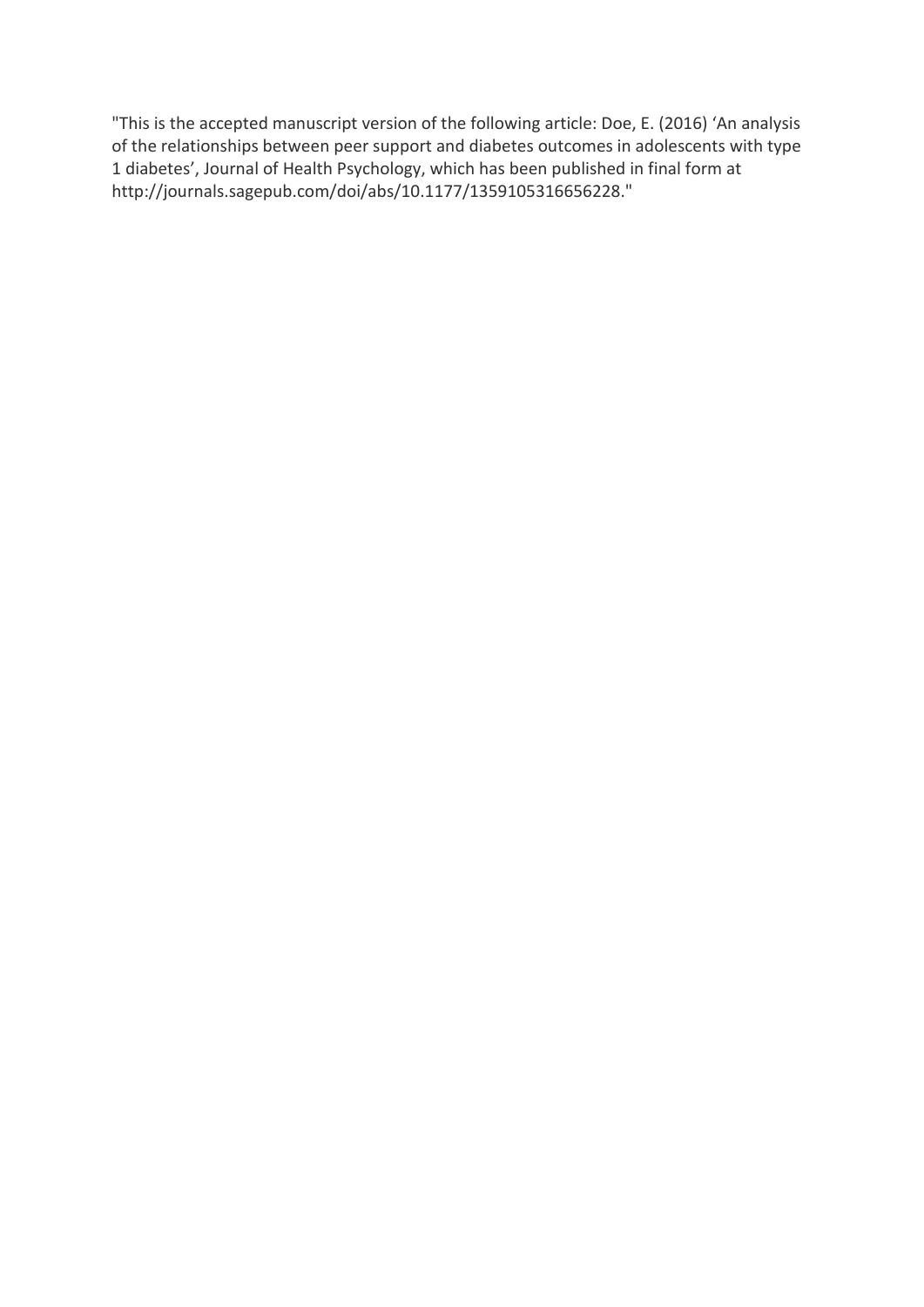"This is the accepted manuscript version of the following article: Doe, E. (2016) 'An analysis of the relationships between peer support and diabetes outcomes in adolescents with type 1 diabetes', Journal of Health Psychology, which has been published in final form at http://journals.sagepub.com/doi/abs/10.1177/1359105316656228."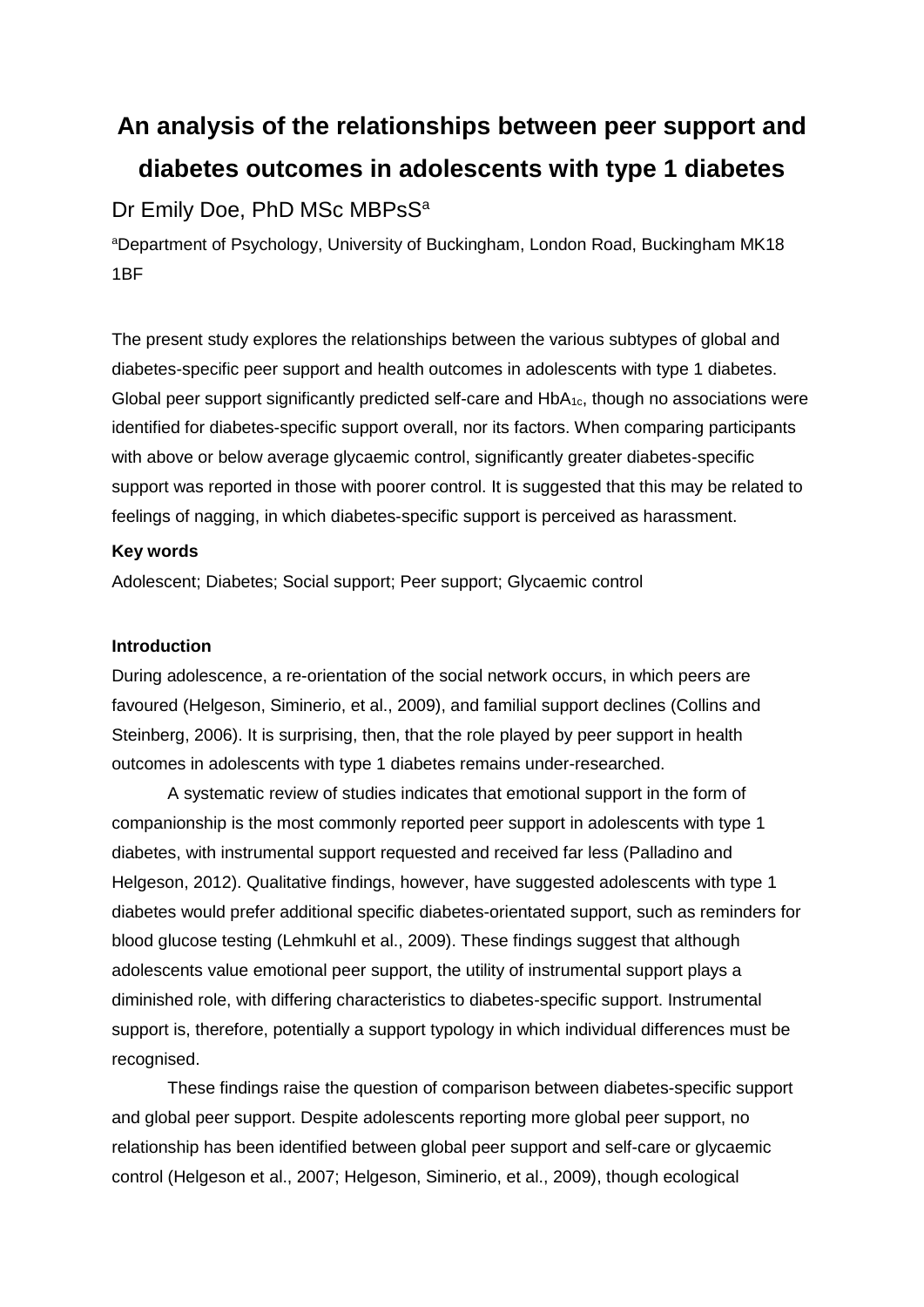# An analysis of the relationships between peer support and diabetes outcomes in adolescents with type 1 diabetes

Dr Emily Doe, PhD MSc MBPsS[a]

[a]Department of Psychology, University of Buckingham, London Road, Buckingham MK18 1BF

The present study explores the relationships between the various subtypes of global and diabetes-specific peer support and health outcomes in adolescents with type 1 diabetes. Global peer support significantly predicted self-care and $HbA_{1c}$, though no associations were identified for diabetes-specific support overall, nor its factors. When comparing participants with above or below average glycaemic control, significantly greater diabetes-specific support was reported in those with poorer control. It is suggested that this may be related to feelings of nagging, in which diabetes-specific support is perceived as harassment.

**Key words**

Adolescent; Diabetes; Social support; Peer support; Glycaemic control

**Introduction**

During adolescence, a re-orientation of the social network occurs, in which peers are favoured (Helgeson, Siminerio, et al., 2009), and familial support declines (Collins and Steinberg, 2006). It is surprising, then, that the role played by peer support in health outcomes in adolescents with type 1 diabetes remains under-researched.

A systematic review of studies indicates that emotional support in the form of companionship is the most commonly reported peer support in adolescents with type 1 diabetes, with instrumental support requested and received far less (Palladino and Helgeson, 2012). Qualitative findings, however, have suggested adolescents with type 1 diabetes would prefer additional specific diabetes-orientated support, such as reminders for blood glucose testing (Lehmkuhl et al., 2009). These findings suggest that although adolescents value emotional peer support, the utility of instrumental support plays a diminished role, with differing characteristics to diabetes-specific support. Instrumental support is, therefore, potentially a support typology in which individual differences must be recognised.

These findings raise the question of comparison between diabetes-specific support and global peer support. Despite adolescents reporting more global peer support, no relationship has been identified between global peer support and self-care or glycaemic control (Helgeson et al., 2007; Helgeson, Siminerio, et al., 2009), though ecological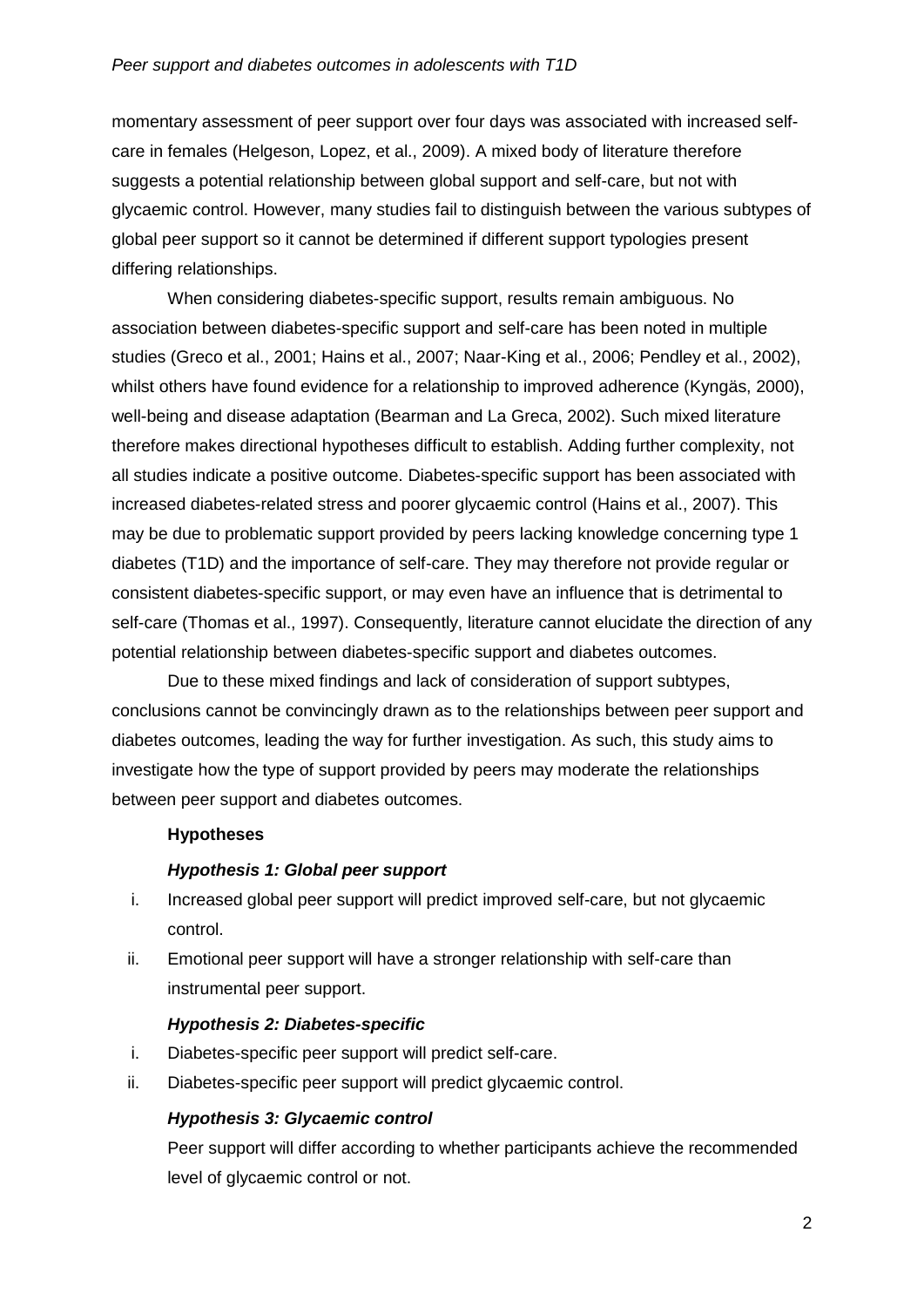momentary assessment of peer support over four days was associated with increased self-care in females (Helgeson, Lopez, et al., 2009). A mixed body of literature therefore suggests a potential relationship between global support and self-care, but not with glycaemic control. However, many studies fail to distinguish between the various subtypes of global peer support so it cannot be determined if different support typologies present differing relationships.

When considering diabetes-specific support, results remain ambiguous. No association between diabetes-specific support and self-care has been noted in multiple studies (Greco et al., 2001; Hains et al., 2007; Naar-King et al., 2006; Pendley et al., 2002), whilst others have found evidence for a relationship to improved adherence (Kyngäs, 2000), well-being and disease adaptation (Bearman and La Greca, 2002). Such mixed literature therefore makes directional hypotheses difficult to establish. Adding further complexity, not all studies indicate a positive outcome. Diabetes-specific support has been associated with increased diabetes-related stress and poorer glycaemic control (Hains et al., 2007). This may be due to problematic support provided by peers lacking knowledge concerning type 1 diabetes (T1D) and the importance of self-care. They may therefore not provide regular or consistent diabetes-specific support, or may even have an influence that is detrimental to self-care (Thomas et al., 1997). Consequently, literature cannot elucidate the direction of any potential relationship between diabetes-specific support and diabetes outcomes.

Due to these mixed findings and lack of consideration of support subtypes, conclusions cannot be convincingly drawn as to the relationships between peer support and diabetes outcomes, leading the way for further investigation. As such, this study aims to investigate how the type of support provided by peers may moderate the relationships between peer support and diabetes outcomes.

**Hypotheses**

***Hypothesis 1: Global peer support***

i. Increased global peer support will predict improved self-care, but not glycaemic control.
ii. Emotional peer support will have a stronger relationship with self-care than instrumental peer support.

***Hypothesis 2: Diabetes-specific***

i. Diabetes-specific peer support will predict self-care.
ii. Diabetes-specific peer support will predict glycaemic control.

***Hypothesis 3: Glycaemic control***

Peer support will differ according to whether participants achieve the recommended level of glycaemic control or not.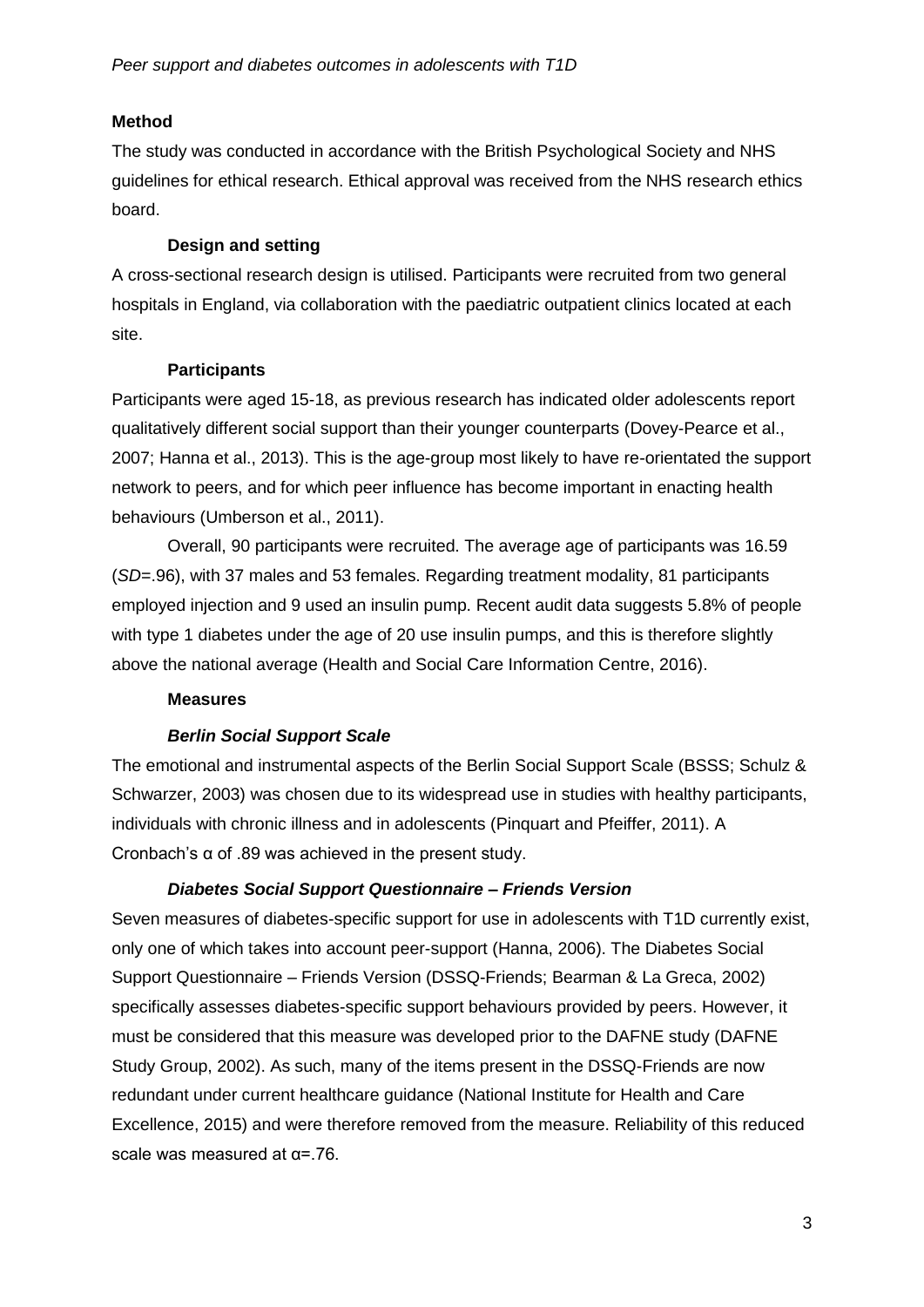## Method

The study was conducted in accordance with the British Psychological Society and NHS guidelines for ethical research. Ethical approval was received from the NHS research ethics board.

### Design and setting

A cross-sectional research design is utilised. Participants were recruited from two general hospitals in England, via collaboration with the paediatric outpatient clinics located at each site.

### Participants

Participants were aged 15-18, as previous research has indicated older adolescents report qualitatively different social support than their younger counterparts (Dovey-Pearce et al., 2007; Hanna et al., 2013). This is the age-group most likely to have re-orientated the support network to peers, and for which peer influence has become important in enacting health behaviours (Umberson et al., 2011).

Overall, 90 participants were recruited. The average age of participants was 16.59 (*SD*=.96), with 37 males and 53 females. Regarding treatment modality, 81 participants employed injection and 9 used an insulin pump. Recent audit data suggests 5.8% of people with type 1 diabetes under the age of 20 use insulin pumps, and this is therefore slightly above the national average (Health and Social Care Information Centre, 2016).

### Measures

#### *Berlin Social Support Scale*

The emotional and instrumental aspects of the Berlin Social Support Scale (BSSS; Schulz & Schwarzer, 2003) was chosen due to its widespread use in studies with healthy participants, individuals with chronic illness and in adolescents (Pinquart and Pfeiffer, 2011). A Cronbach's $\alpha$ of .89 was achieved in the present study.

#### *Diabetes Social Support Questionnaire – Friends Version*

Seven measures of diabetes-specific support for use in adolescents with T1D currently exist, only one of which takes into account peer-support (Hanna, 2006). The Diabetes Social Support Questionnaire – Friends Version (DSSQ-Friends; Bearman & La Greca, 2002) specifically assesses diabetes-specific support behaviours provided by peers. However, it must be considered that this measure was developed prior to the DAFNE study (DAFNE Study Group, 2002). As such, many of the items present in the DSSQ-Friends are now redundant under current healthcare guidance (National Institute for Health and Care Excellence, 2015) and were therefore removed from the measure. Reliability of this reduced scale was measured at $\alpha$=.76.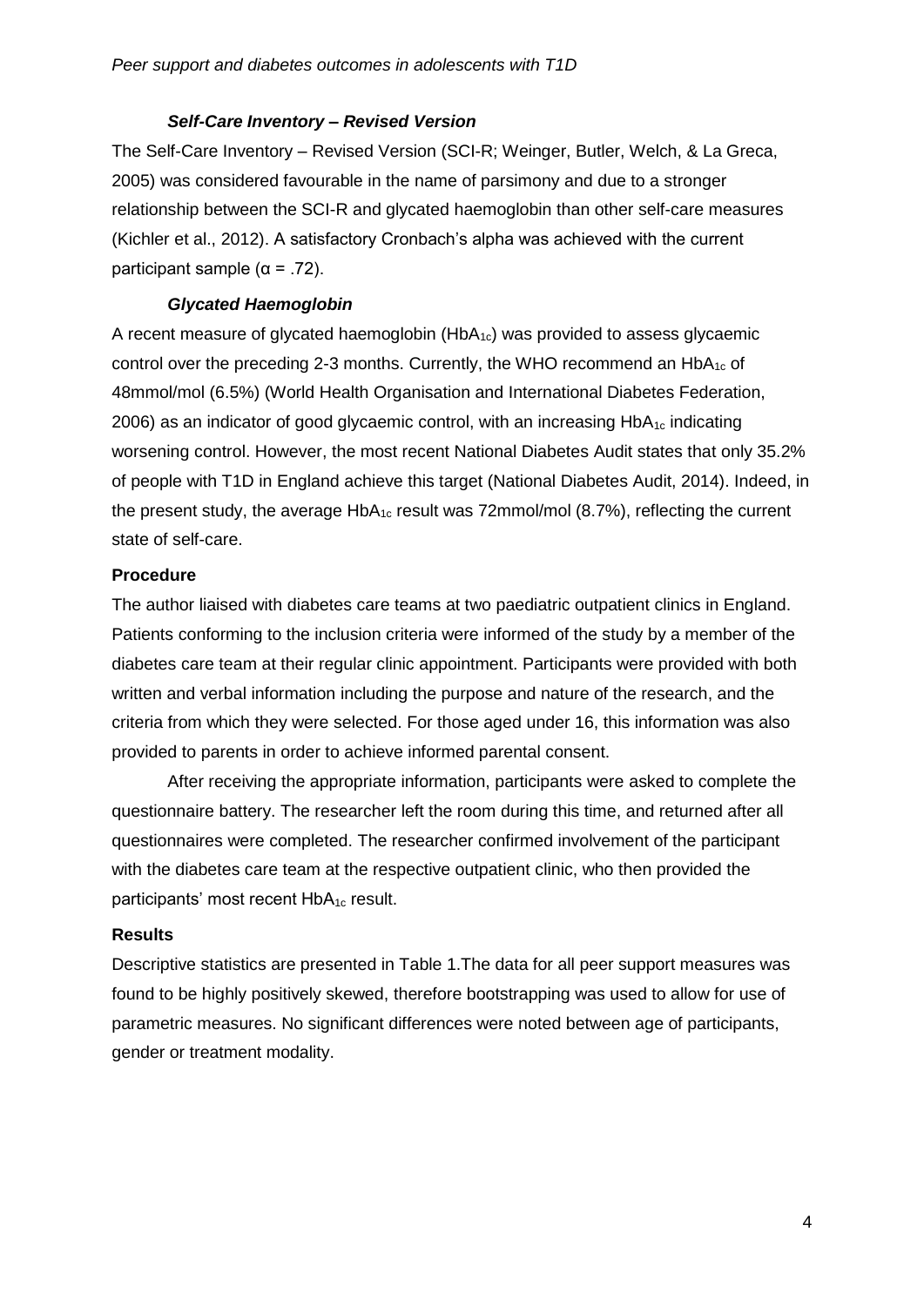### *Self-Care Inventory – Revised Version*

The Self-Care Inventory – Revised Version (SCI-R; Weinger, Butler, Welch, & La Greca, 2005) was considered favourable in the name of parsimony and due to a stronger relationship between the SCI-R and glycated haemoglobin than other self-care measures (Kichler et al., 2012). A satisfactory Cronbach's alpha was achieved with the current participant sample ($\alpha$ = .72).

### *Glycated Haemoglobin*

A recent measure of glycated haemoglobin ($HbA_{1c}$) was provided to assess glycaemic control over the preceding 2-3 months. Currently, the WHO recommend an $HbA_{1c}$ of 48mmol/mol (6.5%) (World Health Organisation and International Diabetes Federation, 2006) as an indicator of good glycaemic control, with an increasing $HbA_{1c}$ indicating worsening control. However, the most recent National Diabetes Audit states that only 35.2% of people with T1D in England achieve this target (National Diabetes Audit, 2014). Indeed, in the present study, the average $HbA_{1c}$ result was 72mmol/mol (8.7%), reflecting the current state of self-care.

## Procedure

The author liaised with diabetes care teams at two paediatric outpatient clinics in England. Patients conforming to the inclusion criteria were informed of the study by a member of the diabetes care team at their regular clinic appointment. Participants were provided with both written and verbal information including the purpose and nature of the research, and the criteria from which they were selected. For those aged under 16, this information was also provided to parents in order to achieve informed parental consent.

After receiving the appropriate information, participants were asked to complete the questionnaire battery. The researcher left the room during this time, and returned after all questionnaires were completed. The researcher confirmed involvement of the participant with the diabetes care team at the respective outpatient clinic, who then provided the participants' most recent $HbA_{1c}$ result.

## Results

Descriptive statistics are presented in Table 1.The data for all peer support measures was found to be highly positively skewed, therefore bootstrapping was used to allow for use of parametric measures. No significant differences were noted between age of participants, gender or treatment modality.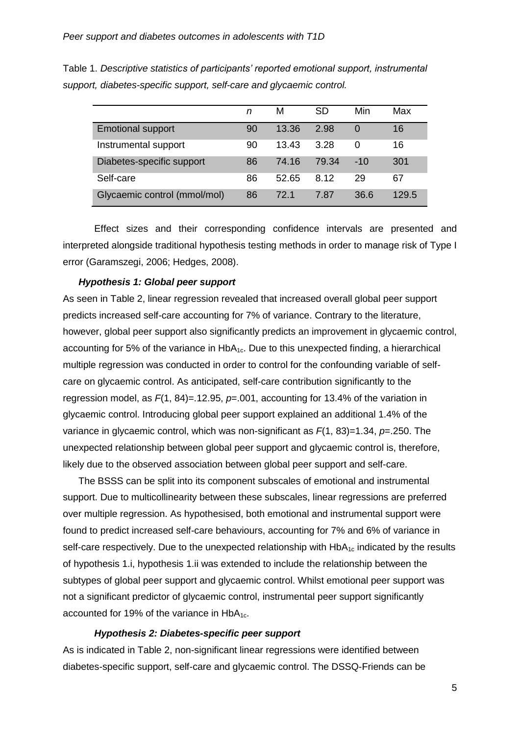Table 1. *Descriptive statistics of participants' reported emotional support, instrumental support, diabetes-specific support, self-care and glycaemic control.*

| | *n* | M | SD | Min | Max |
|---|---|---|---|---|---|
| Emotional support | 90 | 13.36 | 2.98 | 0 | 16 |
| Instrumental support | 90 | 13.43 | 3.28 | 0 | 16 |
| Diabetes-specific support | 86 | 74.16 | 79.34 | -10 | 301 |
| Self-care | 86 | 52.65 | 8.12 | 29 | 67 |
| Glycaemic control (mmol/mol) | 86 | 72.1 | 7.87 | 36.6 | 129.5 |

Effect sizes and their corresponding confidence intervals are presented and interpreted alongside traditional hypothesis testing methods in order to manage risk of Type I error (Garamszegi, 2006; Hedges, 2008).

### *Hypothesis 1: Global peer support*

As seen in Table 2, linear regression revealed that increased overall global peer support predicts increased self-care accounting for 7% of variance. Contrary to the literature, however, global peer support also significantly predicts an improvement in glycaemic control, accounting for 5% of the variance in $HbA_{1c}$. Due to this unexpected finding, a hierarchical multiple regression was conducted in order to control for the confounding variable of self-care on glycaemic control. As anticipated, self-care contribution significantly to the regression model, as $F(1, 84)=.12.95$, $p=.001$, accounting for 13.4% of the variation in glycaemic control. Introducing global peer support explained an additional 1.4% of the variance in glycaemic control, which was non-significant as $F(1, 83)=1.34$, $p=.250$. The unexpected relationship between global peer support and glycaemic control is, therefore, likely due to the observed association between global peer support and self-care.

The BSSS can be split into its component subscales of emotional and instrumental support. Due to multicollinearity between these subscales, linear regressions are preferred over multiple regression. As hypothesised, both emotional and instrumental support were found to predict increased self-care behaviours, accounting for 7% and 6% of variance in self-care respectively. Due to the unexpected relationship with $HbA_{1c}$ indicated by the results of hypothesis 1.i, hypothesis 1.ii was extended to include the relationship between the subtypes of global peer support and glycaemic control. Whilst emotional peer support was not a significant predictor of glycaemic control, instrumental peer support significantly accounted for 19% of the variance in $HbA_{1c}$.

### *Hypothesis 2: Diabetes-specific peer support*

As is indicated in Table 2, non-significant linear regressions were identified between diabetes-specific support, self-care and glycaemic control. The DSSQ-Friends can be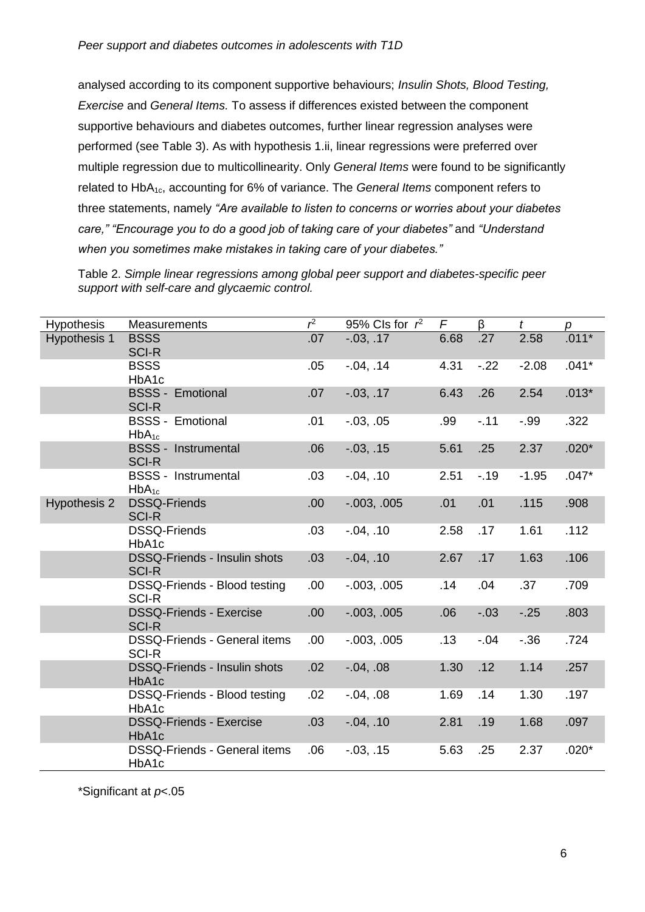analysed according to its component supportive behaviours; *Insulin Shots, Blood Testing, Exercise* and *General Items.* To assess if differences existed between the component supportive behaviours and diabetes outcomes, further linear regression analyses were performed (see Table 3). As with hypothesis 1.ii, linear regressions were preferred over multiple regression due to multicollinearity. Only *General Items* were found to be significantly related to $HbA_{1c}$, accounting for 6% of variance. The *General Items* component refers to three statements, namely *"Are available to listen to concerns or worries about your diabetes care," "Encourage you to do a good job of taking care of your diabetes"* and *"Understand when you sometimes make mistakes in taking care of your diabetes."*

Table 2. *Simple linear regressions among global peer support and diabetes-specific peer support with self-care and glycaemic control.*

| Hypothesis | Measurements | $r^2$ | 95% CIs for $r^2$ | $F$ | β | $t$ | $p$ |
|---|---|---|---|---|---|---|---|
| Hypothesis 1 | BSSS SCI-R | .07 | -.03, .17 | 6.68 | .27 | 2.58 | .011* |
| | BSSS HbA1c | .05 | -.04, .14 | 4.31 | -.22 | -2.08 | .041* |
| | BSSS - Emotional SCI-R | .07 | -.03, .17 | 6.43 | .26 | 2.54 | .013* |
| | BSSS - Emotional $HbA_{1c}$ | .01 | -.03, .05 | .99 | -.11 | -.99 | .322 |
| | BSSS - Instrumental SCI-R | .06 | -.03, .15 | 5.61 | .25 | 2.37 | .020* |
| | BSSS - Instrumental $HbA_{1c}$ | .03 | -.04, .10 | 2.51 | -.19 | -1.95 | .047* |
| Hypothesis 2 | DSSQ-Friends SCI-R | .00 | -.003, .005 | .01 | .01 | .115 | .908 |
| | DSSQ-Friends HbA1c | .03 | -.04, .10 | 2.58 | .17 | 1.61 | .112 |
| | DSSQ-Friends - Insulin shots SCI-R | .03 | -.04, .10 | 2.67 | .17 | 1.63 | .106 |
| | DSSQ-Friends - Blood testing SCI-R | .00 | -.003, .005 | .14 | .04 | .37 | .709 |
| | DSSQ-Friends - Exercise SCI-R | .00 | -.003, .005 | .06 | -.03 | -.25 | .803 |
| | DSSQ-Friends - General items SCI-R | .00 | -.003, .005 | .13 | -.04 | -.36 | .724 |
| | DSSQ-Friends - Insulin shots HbA1c | .02 | -.04, .08 | 1.30 | .12 | 1.14 | .257 |
| | DSSQ-Friends - Blood testing HbA1c | .02 | -.04, .08 | 1.69 | .14 | 1.30 | .197 |
| | DSSQ-Friends - Exercise HbA1c | .03 | -.04, .10 | 2.81 | .19 | 1.68 | .097 |
| | DSSQ-Friends - General items HbA1c | .06 | -.03, .15 | 5.63 | .25 | 2.37 | .020* |

*Significant at $p$<.05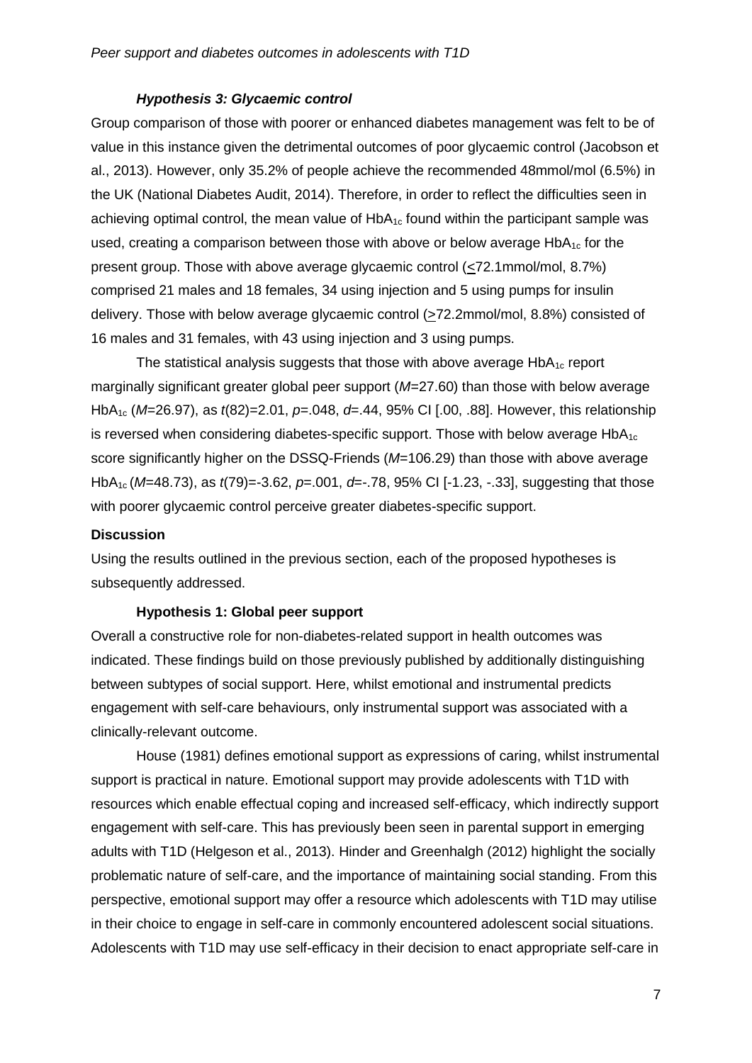#### *Hypothesis 3: Glycaemic control*

Group comparison of those with poorer or enhanced diabetes management was felt to be of value in this instance given the detrimental outcomes of poor glycaemic control (Jacobson et al., 2013). However, only 35.2% of people achieve the recommended 48mmol/mol (6.5%) in the UK (National Diabetes Audit, 2014). Therefore, in order to reflect the difficulties seen in achieving optimal control, the mean value of $HbA_{1c}$ found within the participant sample was used, creating a comparison between those with above or below average $HbA_{1c}$ for the present group. Those with above average glycaemic control ($\leq$72.1mmol/mol, 8.7%) comprised 21 males and 18 females, 34 using injection and 5 using pumps for insulin delivery. Those with below average glycaemic control ($\geq$72.2mmol/mol, 8.8%) consisted of 16 males and 31 females, with 43 using injection and 3 using pumps.

The statistical analysis suggests that those with above average $HbA_{1c}$ report marginally significant greater global peer support ($M$=27.60) than those with below average $HbA_{1c}$ ($M$=26.97), as $t(82)=2.01$, $p$=.048, $d$=.44, 95% CI [.00, .88]. However, this relationship is reversed when considering diabetes-specific support. Those with below average $HbA_{1c}$ score significantly higher on the DSSQ-Friends ($M$=106.29) than those with above average $HbA_{1c}$ ($M$=48.73), as $t(79)=-3.62$, $p$=.001, $d$=-.78, 95% CI [-1.23, -.33], suggesting that those with poorer glycaemic control perceive greater diabetes-specific support.

### Discussion

Using the results outlined in the previous section, each of the proposed hypotheses is subsequently addressed.

#### Hypothesis 1: Global peer support

Overall a constructive role for non-diabetes-related support in health outcomes was indicated. These findings build on those previously published by additionally distinguishing between subtypes of social support. Here, whilst emotional and instrumental predicts engagement with self-care behaviours, only instrumental support was associated with a clinically-relevant outcome.

House (1981) defines emotional support as expressions of caring, whilst instrumental support is practical in nature. Emotional support may provide adolescents with T1D with resources which enable effectual coping and increased self-efficacy, which indirectly support engagement with self-care. This has previously been seen in parental support in emerging adults with T1D (Helgeson et al., 2013). Hinder and Greenhalgh (2012) highlight the socially problematic nature of self-care, and the importance of maintaining social standing. From this perspective, emotional support may offer a resource which adolescents with T1D may utilise in their choice to engage in self-care in commonly encountered adolescent social situations. Adolescents with T1D may use self-efficacy in their decision to enact appropriate self-care in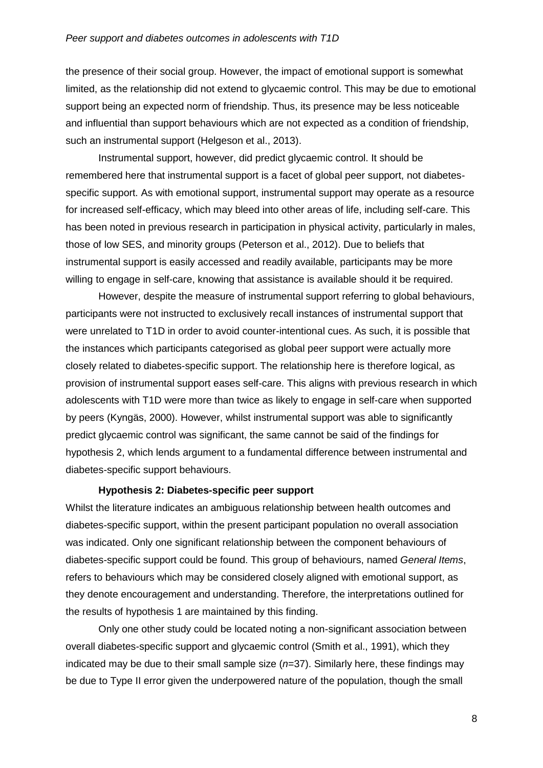the presence of their social group. However, the impact of emotional support is somewhat limited, as the relationship did not extend to glycaemic control. This may be due to emotional support being an expected norm of friendship. Thus, its presence may be less noticeable and influential than support behaviours which are not expected as a condition of friendship, such an instrumental support (Helgeson et al., 2013).

Instrumental support, however, did predict glycaemic control. It should be remembered here that instrumental support is a facet of global peer support, not diabetes-specific support. As with emotional support, instrumental support may operate as a resource for increased self-efficacy, which may bleed into other areas of life, including self-care. This has been noted in previous research in participation in physical activity, particularly in males, those of low SES, and minority groups (Peterson et al., 2012). Due to beliefs that instrumental support is easily accessed and readily available, participants may be more willing to engage in self-care, knowing that assistance is available should it be required.

However, despite the measure of instrumental support referring to global behaviours, participants were not instructed to exclusively recall instances of instrumental support that were unrelated to T1D in order to avoid counter-intentional cues. As such, it is possible that the instances which participants categorised as global peer support were actually more closely related to diabetes-specific support. The relationship here is therefore logical, as provision of instrumental support eases self-care. This aligns with previous research in which adolescents with T1D were more than twice as likely to engage in self-care when supported by peers (Kyngäs, 2000). However, whilst instrumental support was able to significantly predict glycaemic control was significant, the same cannot be said of the findings for hypothesis 2, which lends argument to a fundamental difference between instrumental and diabetes-specific support behaviours.

**Hypothesis 2: Diabetes-specific peer support**

Whilst the literature indicates an ambiguous relationship between health outcomes and diabetes-specific support, within the present participant population no overall association was indicated. Only one significant relationship between the component behaviours of diabetes-specific support could be found. This group of behaviours, named *General Items*, refers to behaviours which may be considered closely aligned with emotional support, as they denote encouragement and understanding. Therefore, the interpretations outlined for the results of hypothesis 1 are maintained by this finding.

Only one other study could be located noting a non-significant association between overall diabetes-specific support and glycaemic control (Smith et al., 1991), which they indicated may be due to their small sample size ($n$=37). Similarly here, these findings may be due to Type II error given the underpowered nature of the population, though the small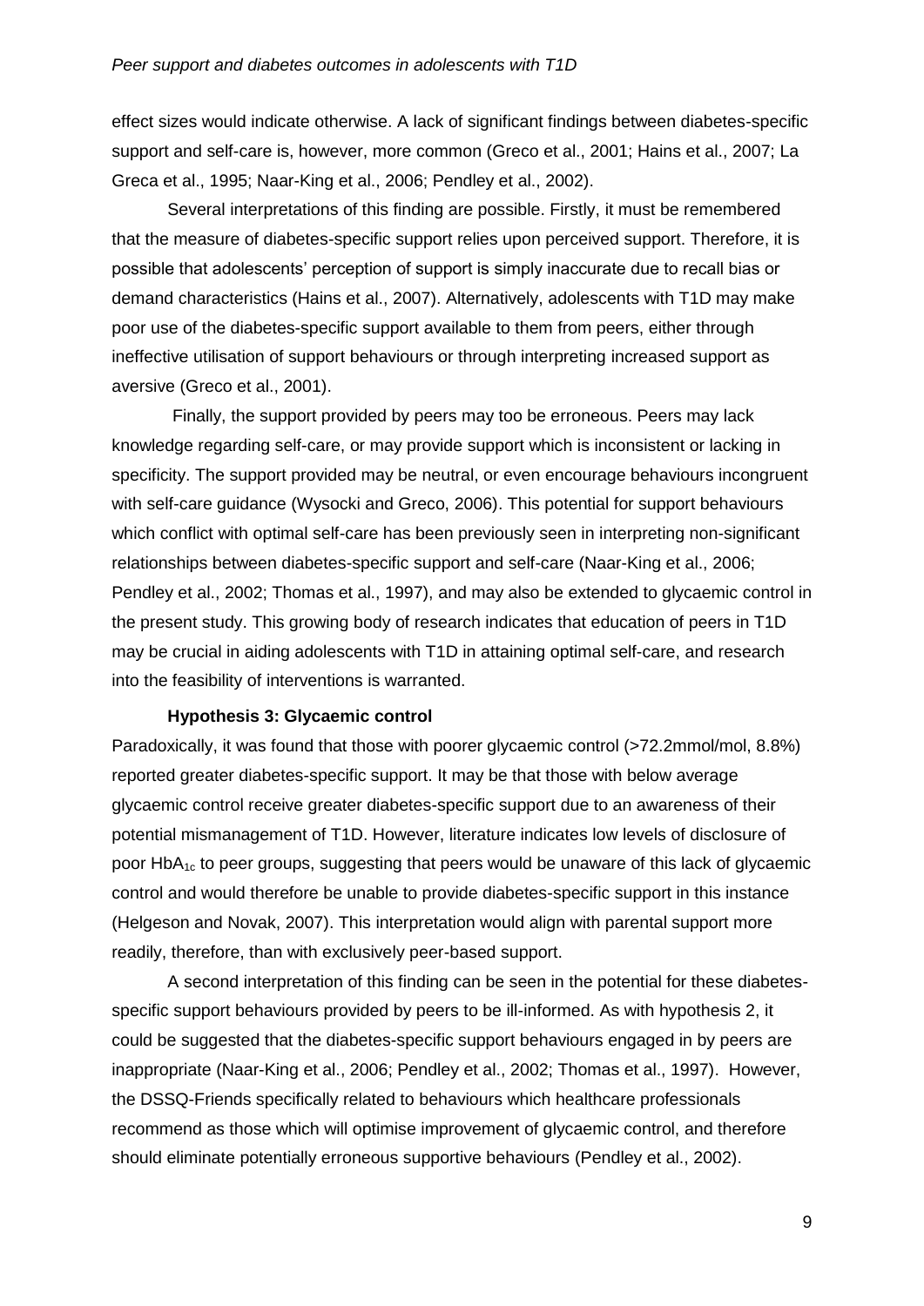effect sizes would indicate otherwise. A lack of significant findings between diabetes-specific support and self-care is, however, more common (Greco et al., 2001; Hains et al., 2007; La Greca et al., 1995; Naar-King et al., 2006; Pendley et al., 2002).

Several interpretations of this finding are possible. Firstly, it must be remembered that the measure of diabetes-specific support relies upon perceived support. Therefore, it is possible that adolescents' perception of support is simply inaccurate due to recall bias or demand characteristics (Hains et al., 2007). Alternatively, adolescents with T1D may make poor use of the diabetes-specific support available to them from peers, either through ineffective utilisation of support behaviours or through interpreting increased support as aversive (Greco et al., 2001).

Finally, the support provided by peers may too be erroneous. Peers may lack knowledge regarding self-care, or may provide support which is inconsistent or lacking in specificity. The support provided may be neutral, or even encourage behaviours incongruent with self-care guidance (Wysocki and Greco, 2006). This potential for support behaviours which conflict with optimal self-care has been previously seen in interpreting non-significant relationships between diabetes-specific support and self-care (Naar-King et al., 2006; Pendley et al., 2002; Thomas et al., 1997), and may also be extended to glycaemic control in the present study. This growing body of research indicates that education of peers in T1D may be crucial in aiding adolescents with T1D in attaining optimal self-care, and research into the feasibility of interventions is warranted.

**Hypothesis 3: Glycaemic control**

Paradoxically, it was found that those with poorer glycaemic control (>72.2mmol/mol, 8.8%) reported greater diabetes-specific support. It may be that those with below average glycaemic control receive greater diabetes-specific support due to an awareness of their potential mismanagement of T1D. However, literature indicates low levels of disclosure of poor $HbA_{1c}$ to peer groups, suggesting that peers would be unaware of this lack of glycaemic control and would therefore be unable to provide diabetes-specific support in this instance (Helgeson and Novak, 2007). This interpretation would align with parental support more readily, therefore, than with exclusively peer-based support.

A second interpretation of this finding can be seen in the potential for these diabetes-specific support behaviours provided by peers to be ill-informed. As with hypothesis 2, it could be suggested that the diabetes-specific support behaviours engaged in by peers are inappropriate (Naar-King et al., 2006; Pendley et al., 2002; Thomas et al., 1997). However, the DSSQ-Friends specifically related to behaviours which healthcare professionals recommend as those which will optimise improvement of glycaemic control, and therefore should eliminate potentially erroneous supportive behaviours (Pendley et al., 2002).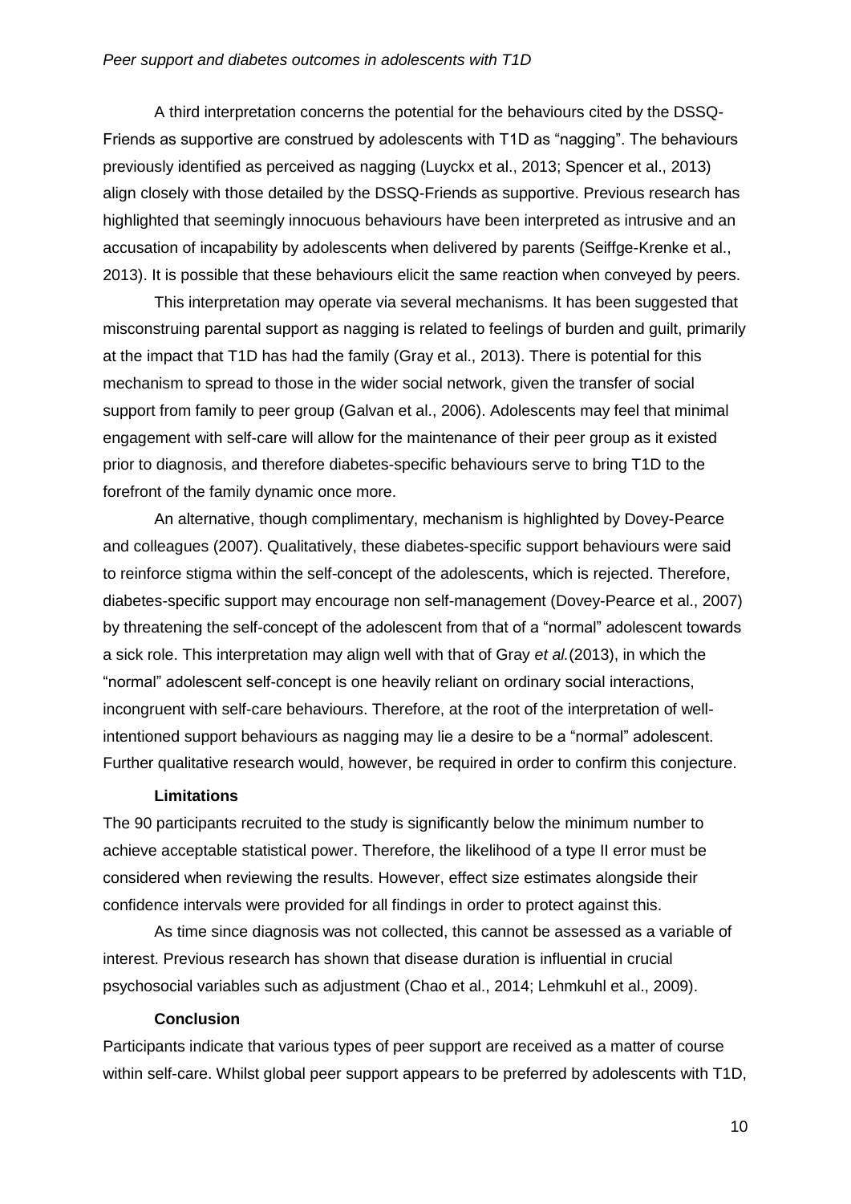A third interpretation concerns the potential for the behaviours cited by the DSSQ-Friends as supportive are construed by adolescents with T1D as "nagging". The behaviours previously identified as perceived as nagging (Luyckx et al., 2013; Spencer et al., 2013) align closely with those detailed by the DSSQ-Friends as supportive. Previous research has highlighted that seemingly innocuous behaviours have been interpreted as intrusive and an accusation of incapability by adolescents when delivered by parents (Seiffge-Krenke et al., 2013). It is possible that these behaviours elicit the same reaction when conveyed by peers.

This interpretation may operate via several mechanisms. It has been suggested that misconstruing parental support as nagging is related to feelings of burden and guilt, primarily at the impact that T1D has had the family (Gray et al., 2013). There is potential for this mechanism to spread to those in the wider social network, given the transfer of social support from family to peer group (Galvan et al., 2006). Adolescents may feel that minimal engagement with self-care will allow for the maintenance of their peer group as it existed prior to diagnosis, and therefore diabetes-specific behaviours serve to bring T1D to the forefront of the family dynamic once more.

An alternative, though complimentary, mechanism is highlighted by Dovey-Pearce and colleagues (2007). Qualitatively, these diabetes-specific support behaviours were said to reinforce stigma within the self-concept of the adolescents, which is rejected. Therefore, diabetes-specific support may encourage non self-management (Dovey-Pearce et al., 2007) by threatening the self-concept of the adolescent from that of a "normal" adolescent towards a sick role. This interpretation may align well with that of Gray *et al.*(2013), in which the "normal" adolescent self-concept is one heavily reliant on ordinary social interactions, incongruent with self-care behaviours. Therefore, at the root of the interpretation of well-intentioned support behaviours as nagging may lie a desire to be a "normal" adolescent. Further qualitative research would, however, be required in order to confirm this conjecture.

### Limitations

The 90 participants recruited to the study is significantly below the minimum number to achieve acceptable statistical power. Therefore, the likelihood of a type II error must be considered when reviewing the results. However, effect size estimates alongside their confidence intervals were provided for all findings in order to protect against this.

As time since diagnosis was not collected, this cannot be assessed as a variable of interest. Previous research has shown that disease duration is influential in crucial psychosocial variables such as adjustment (Chao et al., 2014; Lehmkuhl et al., 2009).

### Conclusion

Participants indicate that various types of peer support are received as a matter of course within self-care. Whilst global peer support appears to be preferred by adolescents with T1D,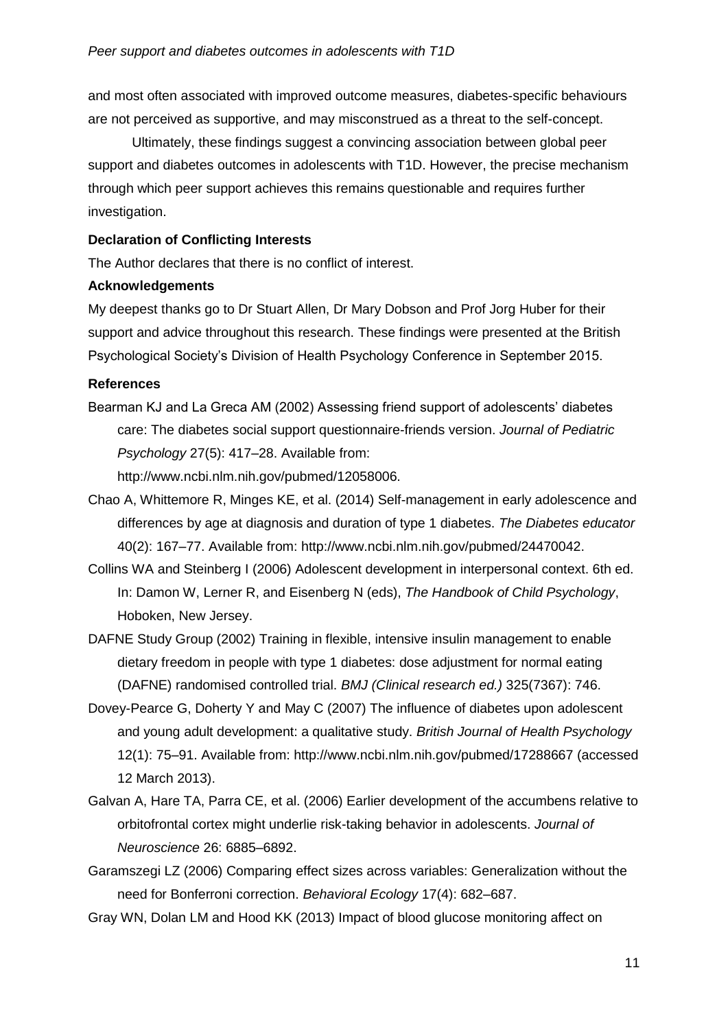and most often associated with improved outcome measures, diabetes-specific behaviours are not perceived as supportive, and may misconstrued as a threat to the self-concept.

Ultimately, these findings suggest a convincing association between global peer support and diabetes outcomes in adolescents with T1D. However, the precise mechanism through which peer support achieves this remains questionable and requires further investigation.

**Declaration of Conflicting Interests**

The Author declares that there is no conflict of interest.

**Acknowledgements**

My deepest thanks go to Dr Stuart Allen, Dr Mary Dobson and Prof Jorg Huber for their support and advice throughout this research. These findings were presented at the British Psychological Society's Division of Health Psychology Conference in September 2015.

**References**

Bearman KJ and La Greca AM (2002) Assessing friend support of adolescents' diabetes care: The diabetes social support questionnaire-friends version. *Journal of Pediatric Psychology* 27(5): 417–28. Available from: http://www.ncbi.nlm.nih.gov/pubmed/12058006.

Chao A, Whittemore R, Minges KE, et al. (2014) Self-management in early adolescence and differences by age at diagnosis and duration of type 1 diabetes. *The Diabetes educator* 40(2): 167–77. Available from: http://www.ncbi.nlm.nih.gov/pubmed/24470042.

Collins WA and Steinberg I (2006) Adolescent development in interpersonal context. 6th ed. In: Damon W, Lerner R, and Eisenberg N (eds), *The Handbook of Child Psychology*, Hoboken, New Jersey.

DAFNE Study Group (2002) Training in flexible, intensive insulin management to enable dietary freedom in people with type 1 diabetes: dose adjustment for normal eating (DAFNE) randomised controlled trial. *BMJ (Clinical research ed.)* 325(7367): 746.

Dovey-Pearce G, Doherty Y and May C (2007) The influence of diabetes upon adolescent and young adult development: a qualitative study. *British Journal of Health Psychology* 12(1): 75–91. Available from: http://www.ncbi.nlm.nih.gov/pubmed/17288667 (accessed 12 March 2013).

Galvan A, Hare TA, Parra CE, et al. (2006) Earlier development of the accumbens relative to orbitofrontal cortex might underlie risk-taking behavior in adolescents. *Journal of Neuroscience* 26: 6885–6892.

Garamszegi LZ (2006) Comparing effect sizes across variables: Generalization without the need for Bonferroni correction. *Behavioral Ecology* 17(4): 682–687.

Gray WN, Dolan LM and Hood KK (2013) Impact of blood glucose monitoring affect on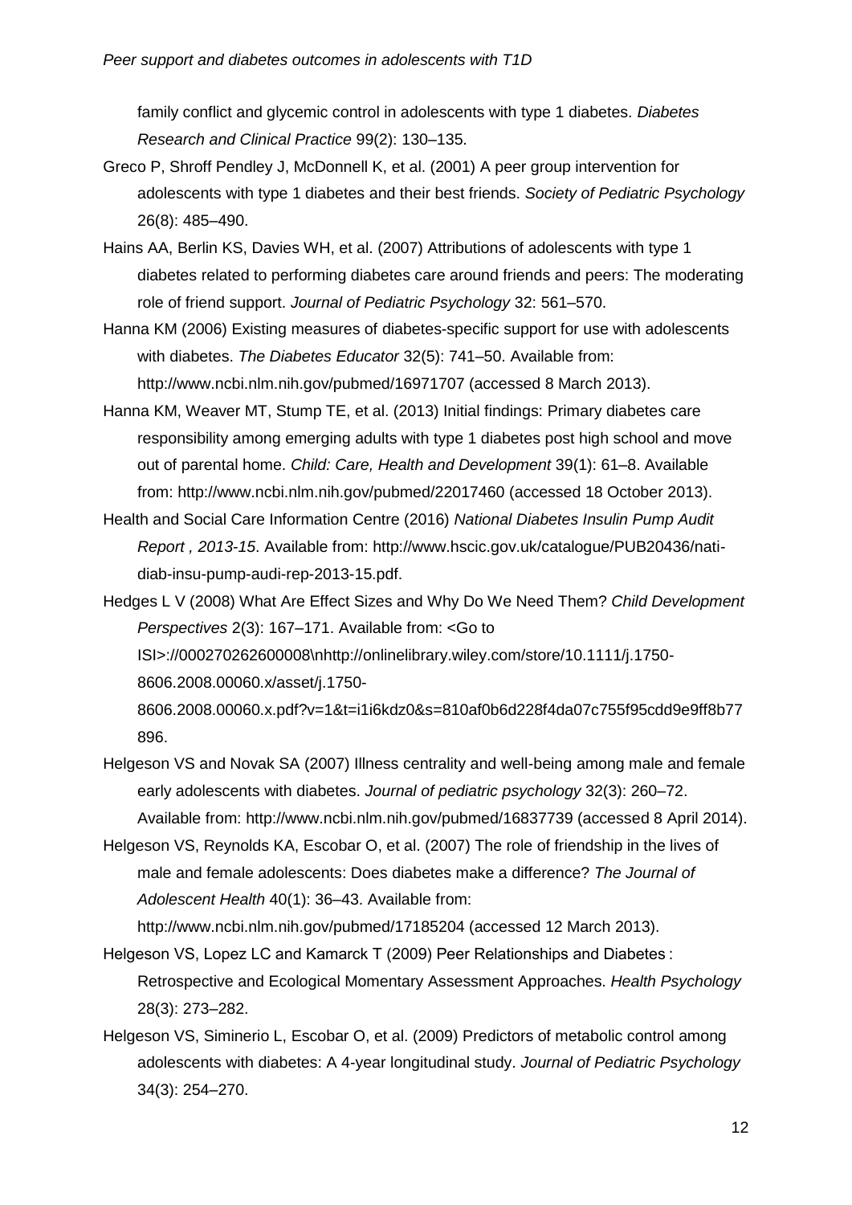family conflict and glycemic control in adolescents with type 1 diabetes. *Diabetes Research and Clinical Practice* 99(2): 130–135.

Greco P, Shroff Pendley J, McDonnell K, et al. (2001) A peer group intervention for adolescents with type 1 diabetes and their best friends. *Society of Pediatric Psychology* 26(8): 485–490.

Hains AA, Berlin KS, Davies WH, et al. (2007) Attributions of adolescents with type 1 diabetes related to performing diabetes care around friends and peers: The moderating role of friend support. *Journal of Pediatric Psychology* 32: 561–570.

Hanna KM (2006) Existing measures of diabetes-specific support for use with adolescents with diabetes. *The Diabetes Educator* 32(5): 741–50. Available from: http://www.ncbi.nlm.nih.gov/pubmed/16971707 (accessed 8 March 2013).

Hanna KM, Weaver MT, Stump TE, et al. (2013) Initial findings: Primary diabetes care responsibility among emerging adults with type 1 diabetes post high school and move out of parental home. *Child: Care, Health and Development* 39(1): 61–8. Available from: http://www.ncbi.nlm.nih.gov/pubmed/22017460 (accessed 18 October 2013).

Health and Social Care Information Centre (2016) *National Diabetes Insulin Pump Audit Report , 2013-15*. Available from: http://www.hscic.gov.uk/catalogue/PUB20436/nati-diab-insu-pump-audi-rep-2013-15.pdf.

Hedges L V (2008) What Are Effect Sizes and Why Do We Need Them? *Child Development Perspectives* 2(3): 167–171. Available from: <Go to ISI>://000270262600008\nhttp://onlinelibrary.wiley.com/store/10.1111/j.1750-8606.2008.00060.x/asset/j.1750-8606.2008.00060.x.pdf?v=1&t=i1i6kdz0&s=810af0b6d228f4da07c755f95cdd9e9ff8b77896.

Helgeson VS and Novak SA (2007) Illness centrality and well-being among male and female early adolescents with diabetes. *Journal of pediatric psychology* 32(3): 260–72. Available from: http://www.ncbi.nlm.nih.gov/pubmed/16837739 (accessed 8 April 2014).

Helgeson VS, Reynolds KA, Escobar O, et al. (2007) The role of friendship in the lives of male and female adolescents: Does diabetes make a difference? *The Journal of Adolescent Health* 40(1): 36–43. Available from: http://www.ncbi.nlm.nih.gov/pubmed/17185204 (accessed 12 March 2013).

Helgeson VS, Lopez LC and Kamarck T (2009) Peer Relationships and Diabetes : Retrospective and Ecological Momentary Assessment Approaches. *Health Psychology* 28(3): 273–282.

Helgeson VS, Siminerio L, Escobar O, et al. (2009) Predictors of metabolic control among adolescents with diabetes: A 4-year longitudinal study. *Journal of Pediatric Psychology* 34(3): 254–270.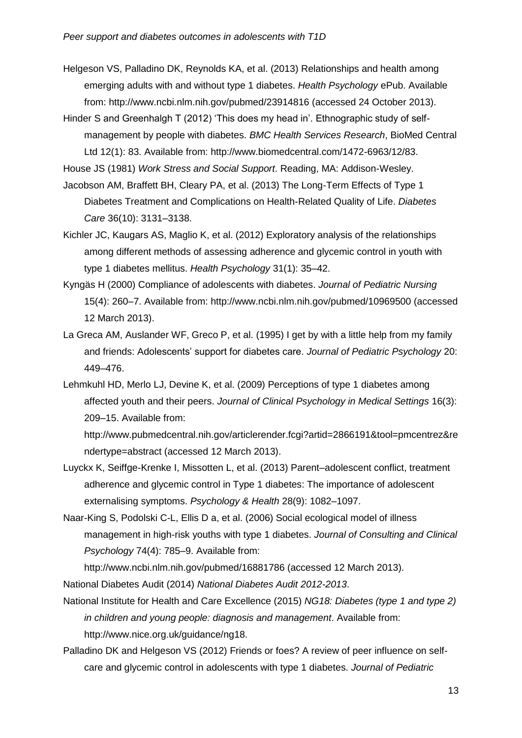Helgeson VS, Palladino DK, Reynolds KA, et al. (2013) Relationships and health among emerging adults with and without type 1 diabetes. *Health Psychology* ePub. Available from: http://www.ncbi.nlm.nih.gov/pubmed/23914816 (accessed 24 October 2013).

Hinder S and Greenhalgh T (2012) 'This does my head in'. Ethnographic study of self-management by people with diabetes. *BMC Health Services Research*, BioMed Central Ltd 12(1): 83. Available from: http://www.biomedcentral.com/1472-6963/12/83.

House JS (1981) *Work Stress and Social Support*. Reading, MA: Addison-Wesley.

Jacobson AM, Braffett BH, Cleary PA, et al. (2013) The Long-Term Effects of Type 1 Diabetes Treatment and Complications on Health-Related Quality of Life. *Diabetes Care* 36(10): 3131–3138.

Kichler JC, Kaugars AS, Maglio K, et al. (2012) Exploratory analysis of the relationships among different methods of assessing adherence and glycemic control in youth with type 1 diabetes mellitus. *Health Psychology* 31(1): 35–42.

Kyngäs H (2000) Compliance of adolescents with diabetes. *Journal of Pediatric Nursing* 15(4): 260–7. Available from: http://www.ncbi.nlm.nih.gov/pubmed/10969500 (accessed 12 March 2013).

La Greca AM, Auslander WF, Greco P, et al. (1995) I get by with a little help from my family and friends: Adolescents' support for diabetes care. *Journal of Pediatric Psychology* 20: 449–476.

Lehmkuhl HD, Merlo LJ, Devine K, et al. (2009) Perceptions of type 1 diabetes among affected youth and their peers. *Journal of Clinical Psychology in Medical Settings* 16(3): 209–15. Available from: http://www.pubmedcentral.nih.gov/articlerender.fcgi?artid=2866191&tool=pmcentrez&rendertype=abstract (accessed 12 March 2013).

Luyckx K, Seiffge-Krenke I, Missotten L, et al. (2013) Parent–adolescent conflict, treatment adherence and glycemic control in Type 1 diabetes: The importance of adolescent externalising symptoms. *Psychology & Health* 28(9): 1082–1097.

Naar-King S, Podolski C-L, Ellis D a, et al. (2006) Social ecological model of illness management in high-risk youths with type 1 diabetes. *Journal of Consulting and Clinical Psychology* 74(4): 785–9. Available from: http://www.ncbi.nlm.nih.gov/pubmed/16881786 (accessed 12 March 2013).

National Diabetes Audit (2014) *National Diabetes Audit 2012-2013*.

National Institute for Health and Care Excellence (2015) *NG18: Diabetes (type 1 and type 2) in children and young people: diagnosis and management*. Available from: http://www.nice.org.uk/guidance/ng18.

Palladino DK and Helgeson VS (2012) Friends or foes? A review of peer influence on self-care and glycemic control in adolescents with type 1 diabetes. *Journal of Pediatric*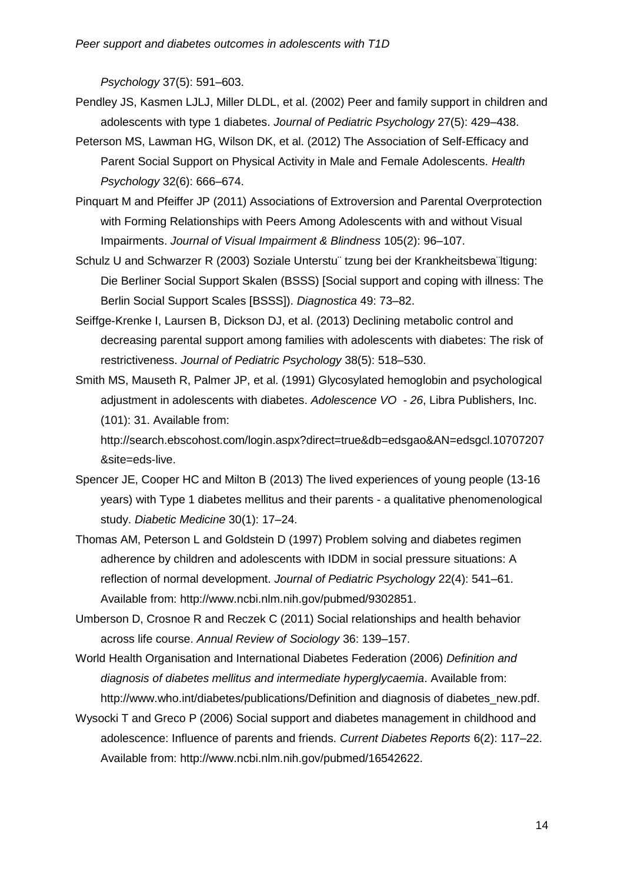*Psychology* 37(5): 591–603.

Pendley JS, Kasmen LJLJ, Miller DLDL, et al. (2002) Peer and family support in children and adolescents with type 1 diabetes. *Journal of Pediatric Psychology* 27(5): 429–438.

Peterson MS, Lawman HG, Wilson DK, et al. (2012) The Association of Self-Efficacy and Parent Social Support on Physical Activity in Male and Female Adolescents. *Health Psychology* 32(6): 666–674.

Pinquart M and Pfeiffer JP (2011) Associations of Extroversion and Parental Overprotection with Forming Relationships with Peers Among Adolescents with and without Visual Impairments. *Journal of Visual Impairment & Blindness* 105(2): 96–107.

Schulz U and Schwarzer R (2003) Soziale Unterstu¨ tzung bei der Krankheitsbewa¨ltigung: Die Berliner Social Support Skalen (BSSS) [Social support and coping with illness: The Berlin Social Support Scales [BSSS]). *Diagnostica* 49: 73–82.

Seiffge-Krenke I, Laursen B, Dickson DJ, et al. (2013) Declining metabolic control and decreasing parental support among families with adolescents with diabetes: The risk of restrictiveness. *Journal of Pediatric Psychology* 38(5): 518–530.

Smith MS, Mauseth R, Palmer JP, et al. (1991) Glycosylated hemoglobin and psychological adjustment in adolescents with diabetes. *Adolescence VO - 26*, Libra Publishers, Inc. (101): 31. Available from: http://search.ebscohost.com/login.aspx?direct=true&db=edsgao&AN=edsgcl.10707207&site=eds-live.

Spencer JE, Cooper HC and Milton B (2013) The lived experiences of young people (13-16 years) with Type 1 diabetes mellitus and their parents - a qualitative phenomenological study. *Diabetic Medicine* 30(1): 17–24.

Thomas AM, Peterson L and Goldstein D (1997) Problem solving and diabetes regimen adherence by children and adolescents with IDDM in social pressure situations: A reflection of normal development. *Journal of Pediatric Psychology* 22(4): 541–61. Available from: http://www.ncbi.nlm.nih.gov/pubmed/9302851.

Umberson D, Crosnoe R and Reczek C (2011) Social relationships and health behavior across life course. *Annual Review of Sociology* 36: 139–157.

World Health Organisation and International Diabetes Federation (2006) *Definition and diagnosis of diabetes mellitus and intermediate hyperglycaemia*. Available from: http://www.who.int/diabetes/publications/Definition and diagnosis of diabetes_new.pdf.

Wysocki T and Greco P (2006) Social support and diabetes management in childhood and adolescence: Influence of parents and friends. *Current Diabetes Reports* 6(2): 117–22. Available from: http://www.ncbi.nlm.nih.gov/pubmed/16542622.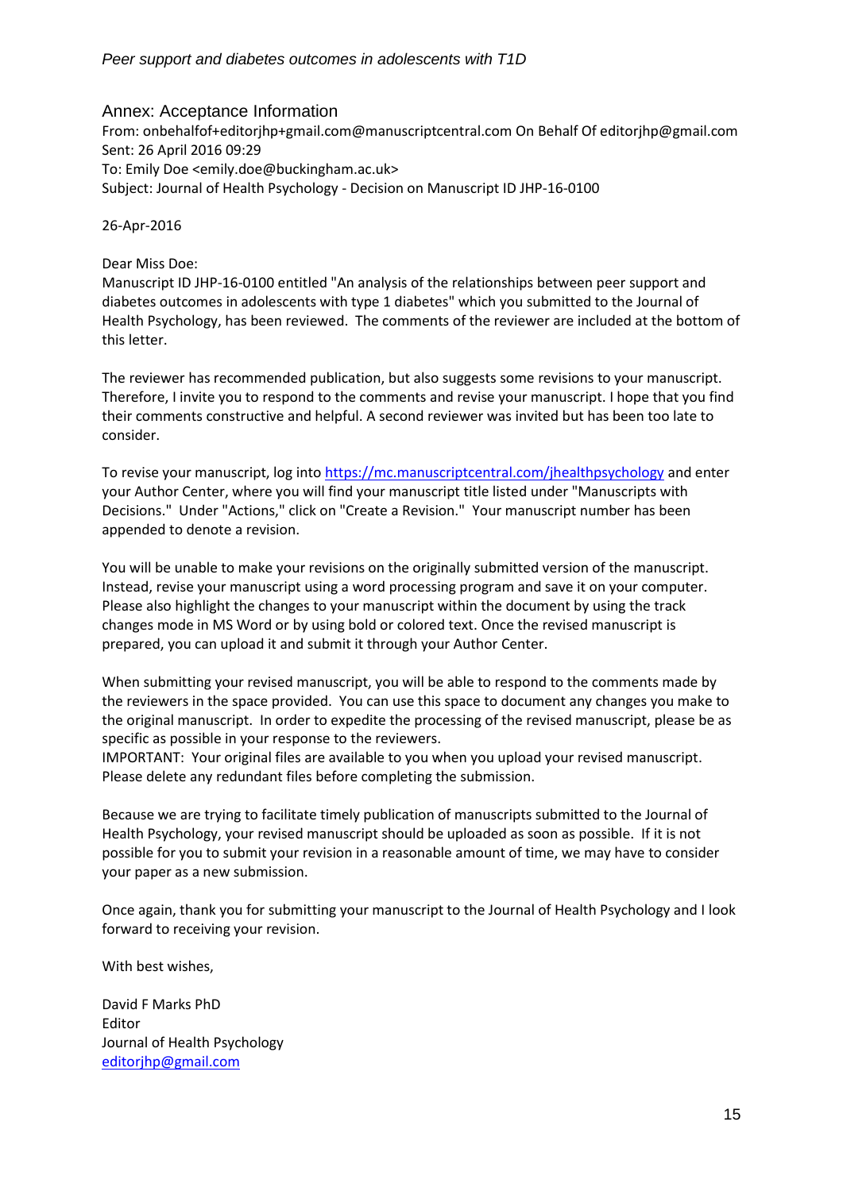## Annex: Acceptance Information

From: onbehalfof+editorjhp+gmail.com@manuscriptcentral.com On Behalf Of editorjhp@gmail.com
Sent: 26 April 2016 09:29
To: Emily Doe <emily.doe@buckingham.ac.uk>
Subject: Journal of Health Psychology - Decision on Manuscript ID JHP-16-0100

26-Apr-2016

Dear Miss Doe:

Manuscript ID JHP-16-0100 entitled "An analysis of the relationships between peer support and diabetes outcomes in adolescents with type 1 diabetes" which you submitted to the Journal of Health Psychology, has been reviewed. The comments of the reviewer are included at the bottom of this letter.

The reviewer has recommended publication, but also suggests some revisions to your manuscript. Therefore, I invite you to respond to the comments and revise your manuscript. I hope that you find their comments constructive and helpful. A second reviewer was invited but has been too late to consider.

To revise your manuscript, log into https://mc.manuscriptcentral.com/jhealthpsychology and enter your Author Center, where you will find your manuscript title listed under "Manuscripts with Decisions." Under "Actions," click on "Create a Revision." Your manuscript number has been appended to denote a revision.

You will be unable to make your revisions on the originally submitted version of the manuscript. Instead, revise your manuscript using a word processing program and save it on your computer. Please also highlight the changes to your manuscript within the document by using the track changes mode in MS Word or by using bold or colored text. Once the revised manuscript is prepared, you can upload it and submit it through your Author Center.

When submitting your revised manuscript, you will be able to respond to the comments made by the reviewers in the space provided. You can use this space to document any changes you make to the original manuscript. In order to expedite the processing of the revised manuscript, please be as specific as possible in your response to the reviewers.
IMPORTANT: Your original files are available to you when you upload your revised manuscript. Please delete any redundant files before completing the submission.

Because we are trying to facilitate timely publication of manuscripts submitted to the Journal of Health Psychology, your revised manuscript should be uploaded as soon as possible. If it is not possible for you to submit your revision in a reasonable amount of time, we may have to consider your paper as a new submission.

Once again, thank you for submitting your manuscript to the Journal of Health Psychology and I look forward to receiving your revision.

With best wishes,

David F Marks PhD
Editor
Journal of Health Psychology
editorjhp@gmail.com